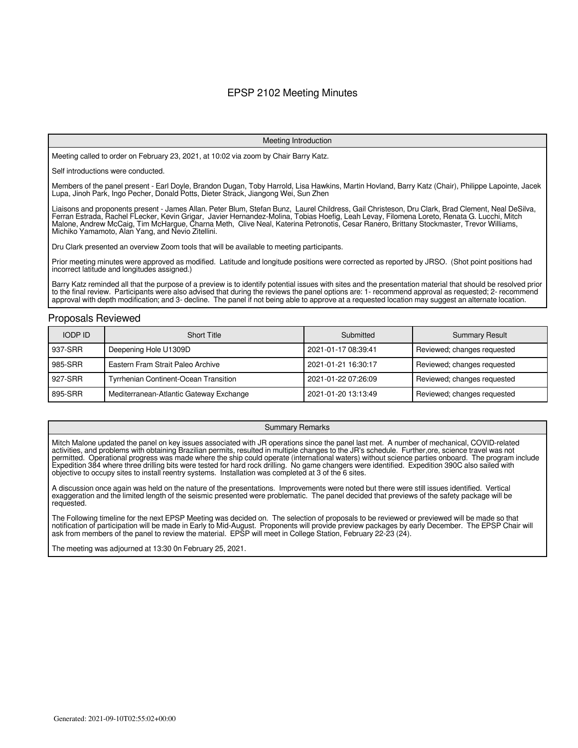# EPSP 2102 Meeting Minutes

## Meeting Introduction

Meeting called to order on February 23, 2021, at 10:02 via zoom by Chair Barry Katz.

Self introductions were conducted.

Members of the panel present - Earl Doyle, Brandon Dugan, Toby Harrold, Lisa Hawkins, Martin Hovland, Barry Katz (Chair), Philippe Lapointe, Jacek Lupa, Jinoh Park, Ingo Pecher, Donald Potts, Dieter Strack, Jiangong Wei, Sun Zhen

Liaisons and proponents present - James Allan. Peter Blum, Stefan Bunz, Laurel Childress, Gail Christeson, Dru Clark, Brad Clement, Neal DeSilva, Ferran Estrada, Rachel FLecker, Kevin Grigar, Javier Hernandez-Molina, Tobias Hoefig, Leah Levay, Filomena Loreto, Renata G. Lucchi, Mitch Malone, Andrew McCaig, Tim McHargue, Charna Meth, Clive Neal, Katerina Petronotis, Cesar Ranero, Brittany Stockmaster, Trevor Williams, Michiko Yamamoto, Alan Yang, and Nevio Zitellini.

Dru Clark presented an overview Zoom tools that will be available to meeting participants.

Prior meeting minutes were approved as modified. Latitude and longitude positions were corrected as reported by JRSO. (Shot point positions had incorrect latitude and longitudes assigned.)

Barry Katz reminded all that the purpose of a preview is to identify potential issues with sites and the presentation material that should be resolved prior to the final review. Participants were also advised that during the reviews the panel options are: 1- recommend approval as requested; 2- recommend approval with depth modification; and 3- decline. The panel if not being able to approve at a requested location may suggest an alternate location.

## Proposals Reviewed

| IODP ID | Short Title | Submitted | Summary Result |
|---|---|---|---|
| 937-SRR | Deepening Hole U1309D | 2021-01-17 08:39:41 | Reviewed; changes requested |
| 985-SRR | Eastern Fram Strait Paleo Archive | 2021-01-21 16:30:17 | Reviewed; changes requested |
| 927-SRR | Tyrrhenian Continent-Ocean Transition | 2021-01-22 07:26:09 | Reviewed; changes requested |
| 895-SRR | Mediterranean-Atlantic Gateway Exchange | 2021-01-20 13:13:49 | Reviewed; changes requested |

## Summary Remarks

Mitch Malone updated the panel on key issues associated with JR operations since the panel last met. A number of mechanical, COVID-related activities, and problems with obtaining Brazilian permits, resulted in multiple changes to the JR's schedule. Further,ore, science travel was not permitted. Operational progress was made where the ship could operate (international waters) without science parties onboard. The program include Expedition 384 where three drilling bits were tested for hard rock drilling. No game changers were identified. Expedition 390C also sailed with objective to occupy sites to install reentry systems. Installation was completed at 3 of the 6 sites.

A discussion once again was held on the nature of the presentations. Improvements were noted but there were still issues identified. Vertical exaggeration and the limited length of the seismic presented were problematic. The panel decided that previews of the safety package will be requested.

The Following timeline for the next EPSP Meeting was decided on. The selection of proposals to be reviewed or previewed will be made so that notification of participation will be made in Early to Mid-August. Proponents will provide preview packages by early December. The EPSP Chair will ask from members of the panel to review the material. EPSP will meet in College Station, February 22-23 (24).

The meeting was adjourned at 13:30 0n February 25, 2021.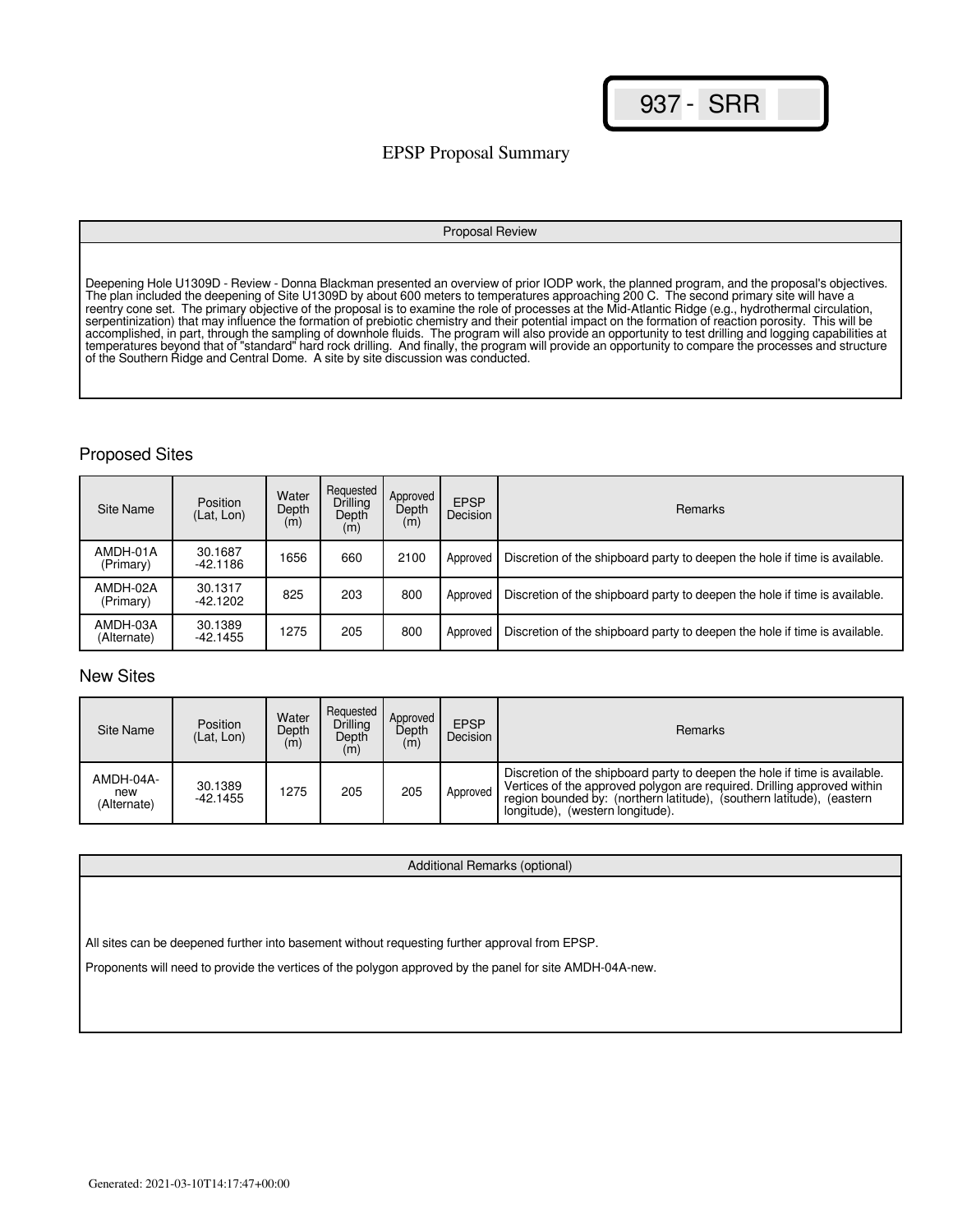937 - SRR

# EPSP Proposal Summary

## Proposal Review

Deepening Hole U1309D - Review - Donna Blackman presented an overview of prior IODP work, the planned program, and the proposal's objectives. The plan included the deepening of Site U1309D by about 600 meters to temperatures approaching 200 C. The second primary site will have a reentry cone set. The primary objective of the proposal is to examine the role of processes at the Mid-Atlantic Ridge (e.g., hydrothermal circulation, serpentinization) that may influence the formation of prebiotic chemistry and their potential impact on the formation of reaction porosity. This will be accomplished, in part, through the sampling of downhole fluids. The program will also provide an opportunity to test drilling and logging capabilities at temperatures beyond that of "standard" hard rock drilling. And finally, the program will provide an opportunity to compare the processes and structure of the Southern Ridge and Central Dome. A site by site discussion was conducted.

## Proposed Sites

| Site Name | Position (Lat, Lon) | Water Depth (m) | Requested Drilling Depth (m) | Approved Depth (m) | EPSP Decision | Remarks |
|---|---|---|---|---|---|---|
| AMDH-01A (Primary) | 30.1687 -42.1186 | 1656 | 660 | 2100 | Approved | Discretion of the shipboard party to deepen the hole if time is available. |
| AMDH-02A (Primary) | 30.1317 -42.1202 | 825 | 203 | 800 | Approved | Discretion of the shipboard party to deepen the hole if time is available. |
| AMDH-03A (Alternate) | 30.1389 -42.1455 | 1275 | 205 | 800 | Approved | Discretion of the shipboard party to deepen the hole if time is available. |

## New Sites

| Site Name | Position (Lat, Lon) | Water Depth (m) | Requested Drilling Depth (m) | Approved Depth (m) | EPSP Decision | Remarks |
|---|---|---|---|---|---|---|
| AMDH-04A-new (Alternate) | 30.1389 -42.1455 | 1275 | 205 | 205 | Approved | Discretion of the shipboard party to deepen the hole if time is available. Vertices of the approved polygon are required. Drilling approved within region bounded by: (northern latitude), (southern latitude), (eastern longitude), (western longitude). |

## Additional Remarks (optional)

All sites can be deepened further into basement without requesting further approval from EPSP.

Proponents will need to provide the vertices of the polygon approved by the panel for site AMDH-04A-new.

Generated: 2021-03-10T14:17:47+00:00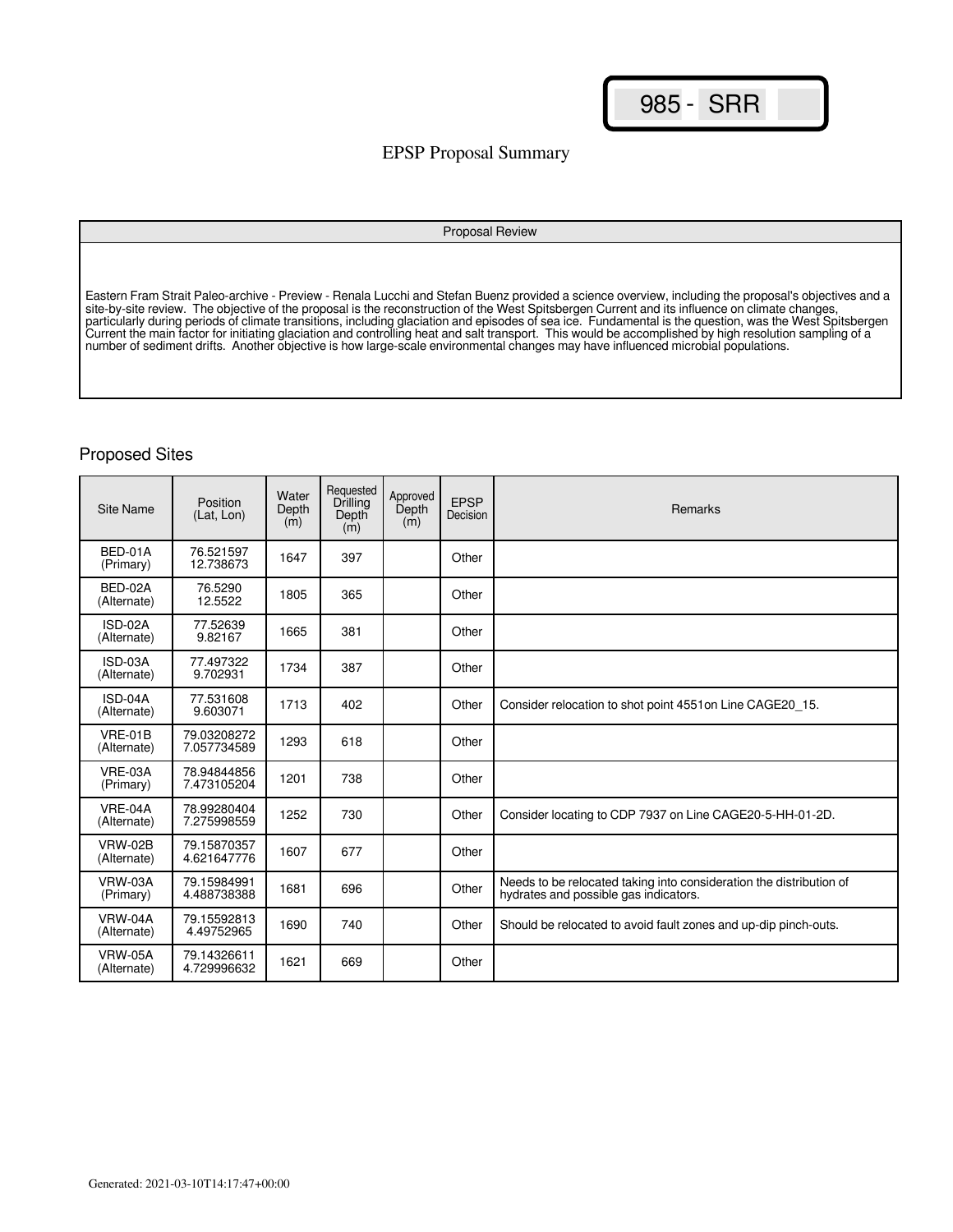985 - SRR

# EPSP Proposal Summary

| Proposal Review |
| --- |
| Eastern Fram Strait Paleo-archive - Preview - Renala Lucchi and Stefan Buenz provided a science overview, including the proposal's objectives and a site-by-site review. The objective of the proposal is the reconstruction of the West Spitsbergen Current and its influence on climate changes, particularly during periods of climate transitions, including glaciation and episodes of sea ice. Fundamental is the question, was the West Spitsbergen Current the main factor for initiating glaciation and controlling heat and salt transport. This would be accomplished by high resolution sampling of a number of sediment drifts. Another objective is how large-scale environmental changes may have influenced microbial populations. |

## Proposed Sites

| Site Name | Position (Lat, Lon) | Water Depth (m) | Requested Drilling Depth (m) | Approved Depth (m) | EPSP Decision | Remarks |
| --- | --- | --- | --- | --- | --- | --- |
| BED-01A (Primary) | 76.521597 12.738673 | 1647 | 397 | | Other | |
| BED-02A (Alternate) | 76.5290 12.5522 | 1805 | 365 | | Other | |
| ISD-02A (Alternate) | 77.52639 9.82167 | 1665 | 381 | | Other | |
| ISD-03A (Alternate) | 77.497322 9.702931 | 1734 | 387 | | Other | |
| ISD-04A (Alternate) | 77.531608 9.603071 | 1713 | 402 | | Other | Consider relocation to shot point 4551on Line CAGE20_15. |
| VRE-01B (Alternate) | 79.03208272 7.057734589 | 1293 | 618 | | Other | |
| VRE-03A (Primary) | 78.94844856 7.473105204 | 1201 | 738 | | Other | |
| VRE-04A (Alternate) | 78.99280404 7.275998559 | 1252 | 730 | | Other | Consider locating to CDP 7937 on Line CAGE20-5-HH-01-2D. |
| VRW-02B (Alternate) | 79.15870357 4.621647776 | 1607 | 677 | | Other | |
| VRW-03A (Primary) | 79.15984991 4.488738388 | 1681 | 696 | | Other | Needs to be relocated taking into consideration the distribution of hydrates and possible gas indicators. |
| VRW-04A (Alternate) | 79.15592813 4.49752965 | 1690 | 740 | | Other | Should be relocated to avoid fault zones and up-dip pinch-outs. |
| VRW-05A (Alternate) | 79.14326611 4.729996632 | 1621 | 669 | | Other | |

Generated: 2021-03-10T14:17:47+00:00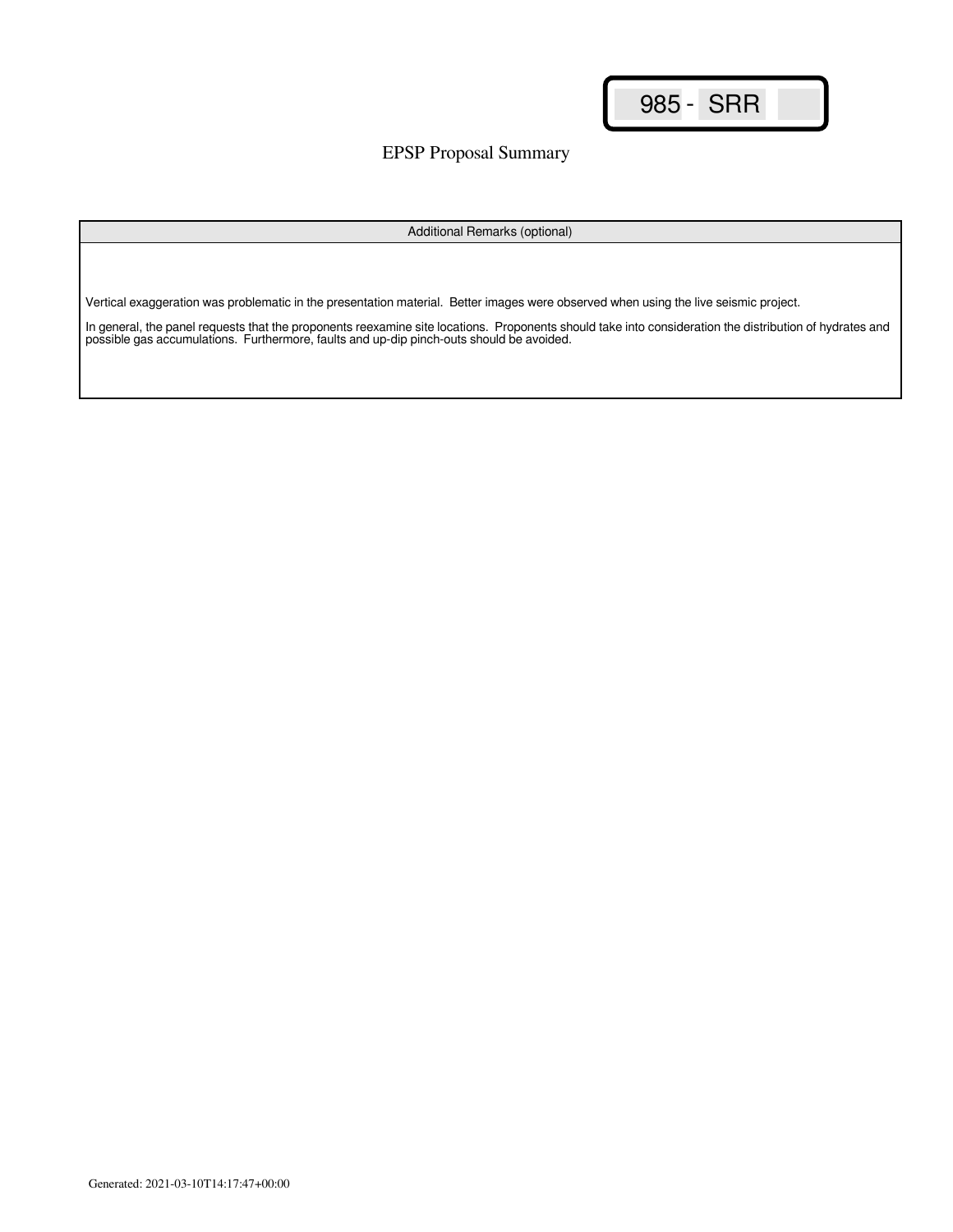985 - SRR

EPSP Proposal Summary

| Additional Remarks (optional) |
|---|
| Vertical exaggeration was problematic in the presentation material. Better images were observed when using the live seismic project.<br><br>In general, the panel requests that the proponents reexamine site locations. Proponents should take into consideration the distribution of hydrates and possible gas accumulations. Furthermore, faults and up-dip pinch-outs should be avoided. |

Generated: 2021-03-10T14:17:47+00:00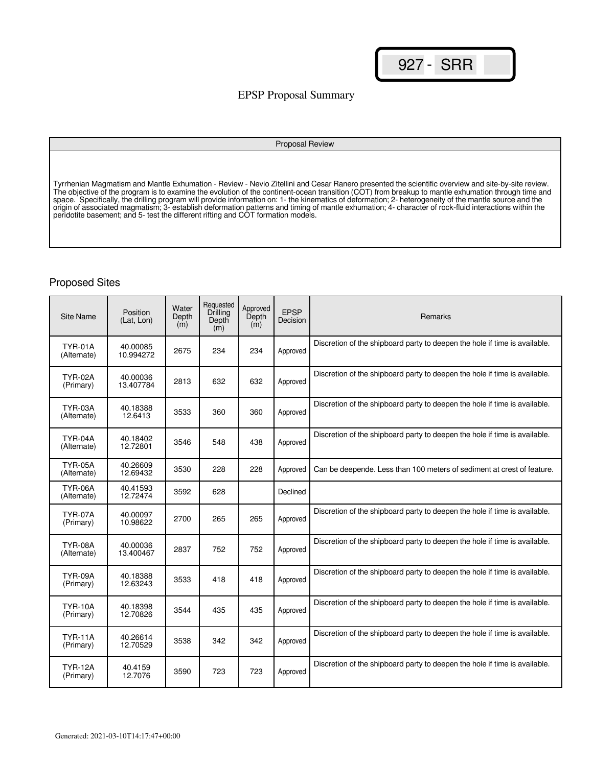927 - SRR

# EPSP Proposal Summary

| Proposal Review |
|---|
| Tyrrhenian Magmatism and Mantle Exhumation - Review - Nevio Zitellini and Cesar Ranero presented the scientific overview and site-by-site review. The objective of the program is to examine the evolution of the continent-ocean transition (COT) from breakup to mantle exhumation through time and space. Specifically, the drilling program will provide information on: 1- the kinematics of deformation; 2- heterogeneity of the mantle source and the origin of associated magmatism; 3- establish deformation patterns and timing of mantle exhumation; 4- character of rock-fluid interactions within the peridotite basement; and 5- test the different rifting and COT formation models. |

## Proposed Sites

| Site Name | Position (Lat, Lon) | Water Depth (m) | Requested Drilling Depth (m) | Approved Depth (m) | EPSP Decision | Remarks |
|---|---|---|---|---|---|---|
| TYR-01A (Alternate) | 40.00085 10.994272 | 2675 | 234 | 234 | Approved | Discretion of the shipboard party to deepen the hole if time is available. |
| TYR-02A (Primary) | 40.00036 13.407784 | 2813 | 632 | 632 | Approved | Discretion of the shipboard party to deepen the hole if time is available. |
| TYR-03A (Alternate) | 40.18388 12.6413 | 3533 | 360 | 360 | Approved | Discretion of the shipboard party to deepen the hole if time is available. |
| TYR-04A (Alternate) | 40.18402 12.72801 | 3546 | 548 | 438 | Approved | Discretion of the shipboard party to deepen the hole if time is available. |
| TYR-05A (Alternate) | 40.26609 12.69432 | 3530 | 228 | 228 | Approved | Can be deepende. Less than 100 meters of sediment at crest of feature. |
| TYR-06A (Alternate) | 40.41593 12.72474 | 3592 | 628 | | Declined | |
| TYR-07A (Primary) | 40.00097 10.98622 | 2700 | 265 | 265 | Approved | Discretion of the shipboard party to deepen the hole if time is available. |
| TYR-08A (Alternate) | 40.00036 13.400467 | 2837 | 752 | 752 | Approved | Discretion of the shipboard party to deepen the hole if time is available. |
| TYR-09A (Primary) | 40.18388 12.63243 | 3533 | 418 | 418 | Approved | Discretion of the shipboard party to deepen the hole if time is available. |
| TYR-10A (Primary) | 40.18398 12.70826 | 3544 | 435 | 435 | Approved | Discretion of the shipboard party to deepen the hole if time is available. |
| TYR-11A (Primary) | 40.26614 12.70529 | 3538 | 342 | 342 | Approved | Discretion of the shipboard party to deepen the hole if time is available. |
| TYR-12A (Primary) | 40.4159 12.7076 | 3590 | 723 | 723 | Approved | Discretion of the shipboard party to deepen the hole if time is available. |

Generated: 2021-03-10T14:17:47+00:00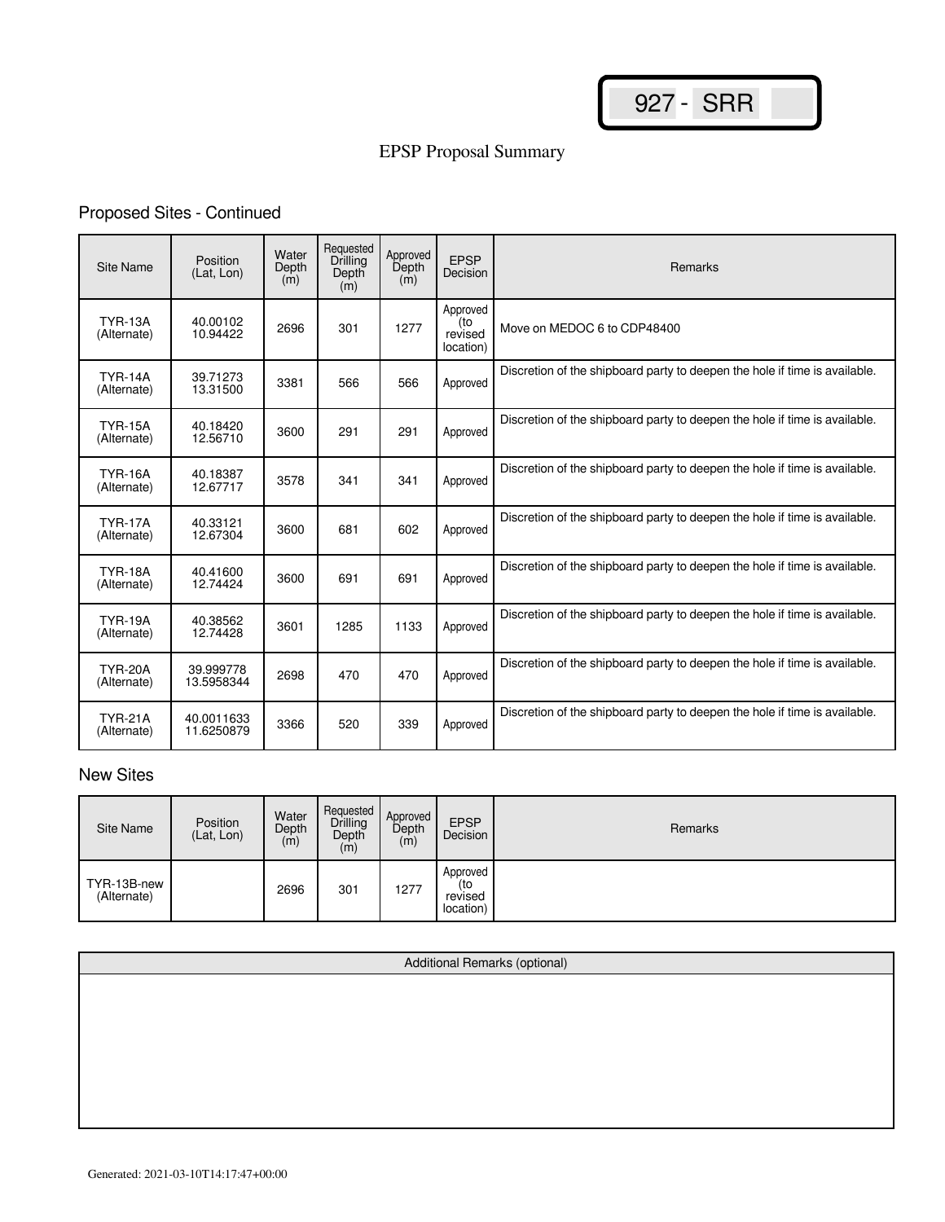927 - SRR

# EPSP Proposal Summary

## Proposed Sites - Continued

| Site Name | Position (Lat, Lon) | Water Depth (m) | Requested Drilling Depth (m) | Approved Depth (m) | EPSP Decision | Remarks |
|---|---|---|---|---|---|---|
| TYR-13A (Alternate) | 40.00102 10.94422 | 2696 | 301 | 1277 | Approved (to revised location) | Move on MEDOC 6 to CDP48400 |
| TYR-14A (Alternate) | 39.71273 13.31500 | 3381 | 566 | 566 | Approved | Discretion of the shipboard party to deepen the hole if time is available. |
| TYR-15A (Alternate) | 40.18420 12.56710 | 3600 | 291 | 291 | Approved | Discretion of the shipboard party to deepen the hole if time is available. |
| TYR-16A (Alternate) | 40.18387 12.67717 | 3578 | 341 | 341 | Approved | Discretion of the shipboard party to deepen the hole if time is available. |
| TYR-17A (Alternate) | 40.33121 12.67304 | 3600 | 681 | 602 | Approved | Discretion of the shipboard party to deepen the hole if time is available. |
| TYR-18A (Alternate) | 40.41600 12.74424 | 3600 | 691 | 691 | Approved | Discretion of the shipboard party to deepen the hole if time is available. |
| TYR-19A (Alternate) | 40.38562 12.74428 | 3601 | 1285 | 1133 | Approved | Discretion of the shipboard party to deepen the hole if time is available. |
| TYR-20A (Alternate) | 39.999778 13.5958344 | 2698 | 470 | 470 | Approved | Discretion of the shipboard party to deepen the hole if time is available. |
| TYR-21A (Alternate) | 40.0011633 11.6250879 | 3366 | 520 | 339 | Approved | Discretion of the shipboard party to deepen the hole if time is available. |

## New Sites

| Site Name | Position (Lat, Lon) | Water Depth (m) | Requested Drilling Depth (m) | Approved Depth (m) | EPSP Decision | Remarks |
|---|---|---|---|---|---|---|
| TYR-13B-new (Alternate) | | 2696 | 301 | 1277 | Approved (to revised location) | |

| Additional Remarks (optional) |
|---|
| |

Generated: 2021-03-10T14:17:47+00:00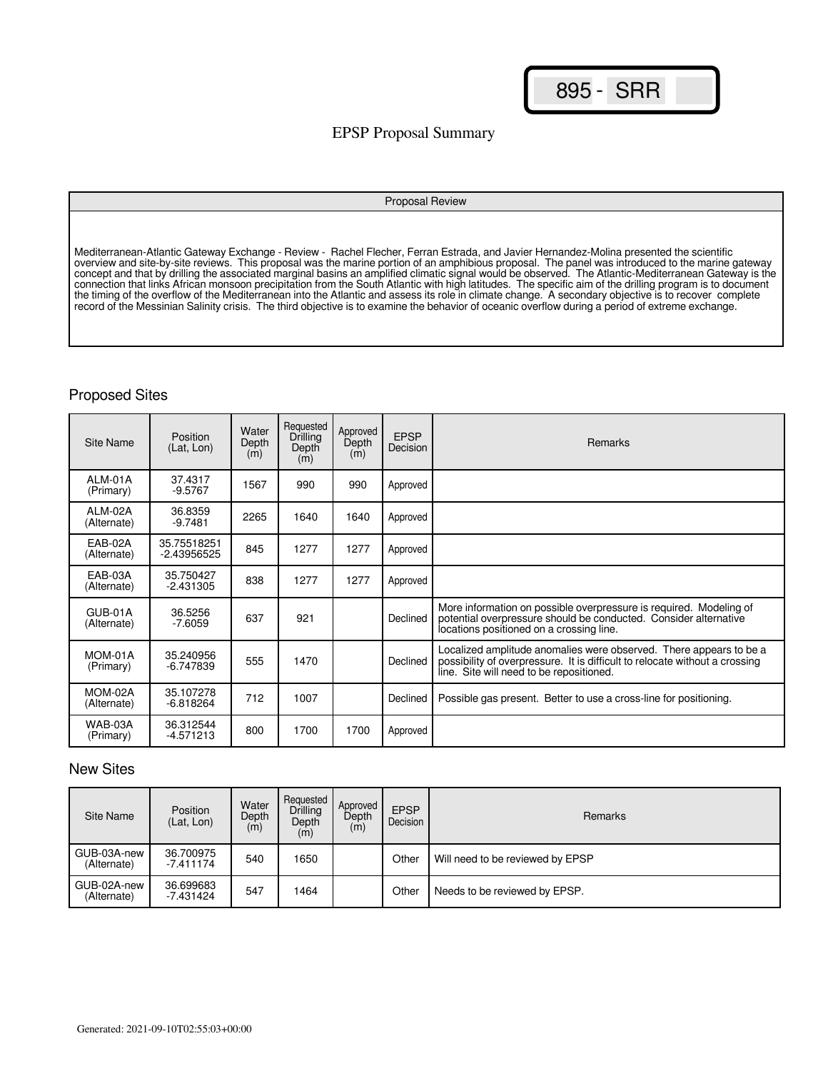895 - SRR

# EPSP Proposal Summary

## Proposal Review

Mediterranean-Atlantic Gateway Exchange - Review - Rachel Flecher, Ferran Estrada, and Javier Hernandez-Molina presented the scientific overview and site-by-site reviews. This proposal was the marine portion of an amphibious proposal. The panel was introduced to the marine gateway concept and that by drilling the associated marginal basins an amplified climatic signal would be observed. The Atlantic-Mediterranean Gateway is the connection that links African monsoon precipitation from the South Atlantic with high latitudes. The specific aim of the drilling program is to document the timing of the overflow of the Mediterranean into the Atlantic and assess its role in climate change. A secondary objective is to recover complete record of the Messinian Salinity crisis. The third objective is to examine the behavior of oceanic overflow during a period of extreme exchange.

## Proposed Sites

| Site Name | Position (Lat, Lon) | Water Depth (m) | Requested Drilling Depth (m) | Approved Depth (m) | EPSP Decision | Remarks |
|---|---|---|---|---|---|---|
| ALM-01A (Primary) | 37.4317 -9.5767 | 1567 | 990 | 990 | Approved | |
| ALM-02A (Alternate) | 36.8359 -9.7481 | 2265 | 1640 | 1640 | Approved | |
| EAB-02A (Alternate) | 35.75518251 -2.43956525 | 845 | 1277 | 1277 | Approved | |
| EAB-03A (Alternate) | 35.750427 -2.431305 | 838 | 1277 | 1277 | Approved | |
| GUB-01A (Alternate) | 36.5256 -7.6059 | 637 | 921 | | Declined | More information on possible overpressure is required. Modeling of potential overpressure should be conducted. Consider alternative locations positioned on a crossing line. |
| MOM-01A (Primary) | 35.240956 -6.747839 | 555 | 1470 | | Declined | Localized amplitude anomalies were observed. There appears to be a possibility of overpressure. It is difficult to relocate without a crossing line. Site will need to be repositioned. |
| MOM-02A (Alternate) | 35.107278 -6.818264 | 712 | 1007 | | Declined | Possible gas present. Better to use a cross-line for positioning. |
| WAB-03A (Primary) | 36.312544 -4.571213 | 800 | 1700 | 1700 | Approved | |

## New Sites

| Site Name | Position (Lat, Lon) | Water Depth (m) | Requested Drilling Depth (m) | Approved Depth (m) | EPSP Decision | Remarks |
|---|---|---|---|---|---|---|
| GUB-03A-new (Alternate) | 36.700975 -7.411174 | 540 | 1650 | | Other | Will need to be reviewed by EPSP |
| GUB-02A-new (Alternate) | 36.699683 -7.431424 | 547 | 1464 | | Other | Needs to be reviewed by EPSP. |

Generated: 2021-09-10T02:55:03+00:00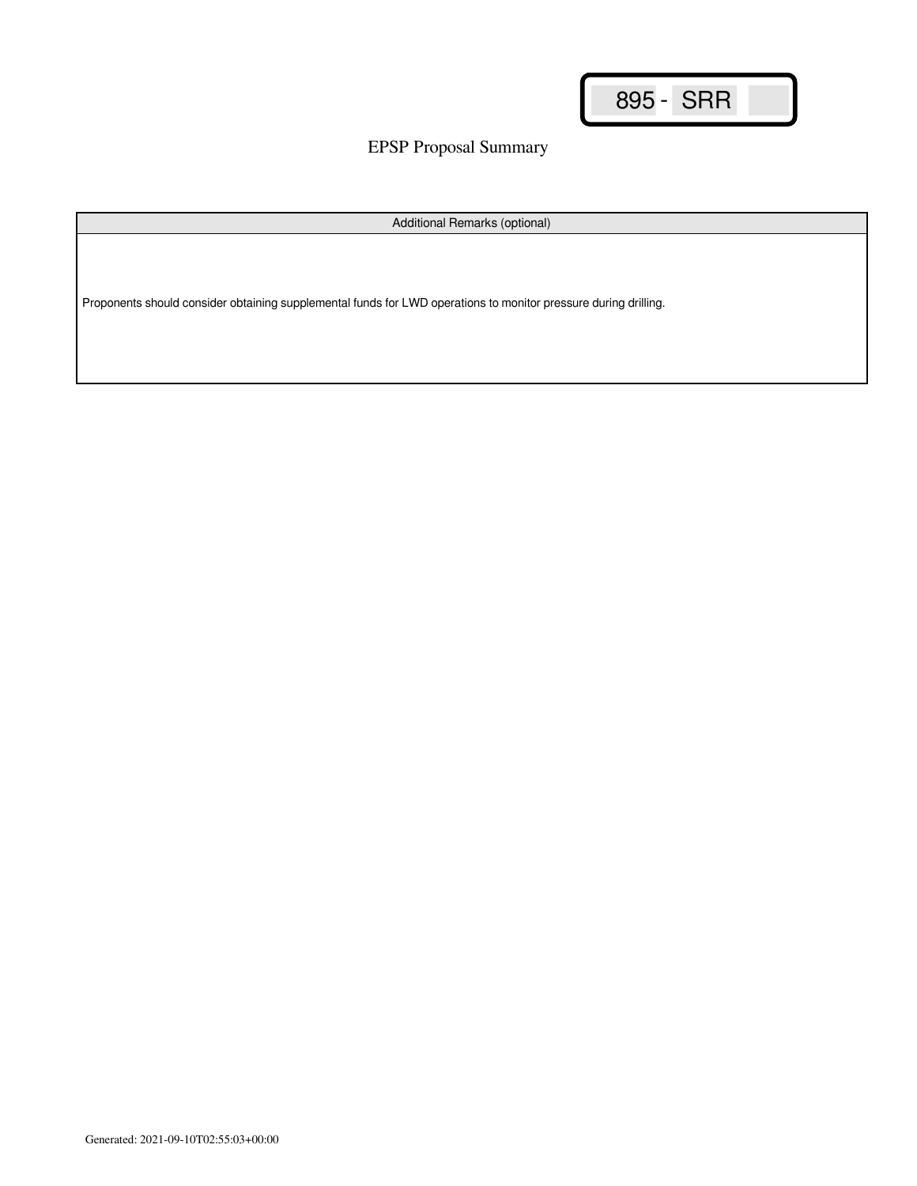895 - SRR

# EPSP Proposal Summary

| Additional Remarks (optional) |
| --- |
| Proponents should consider obtaining supplemental funds for LWD operations to monitor pressure during drilling. |

Generated: 2021-09-10T02:55:03+00:00